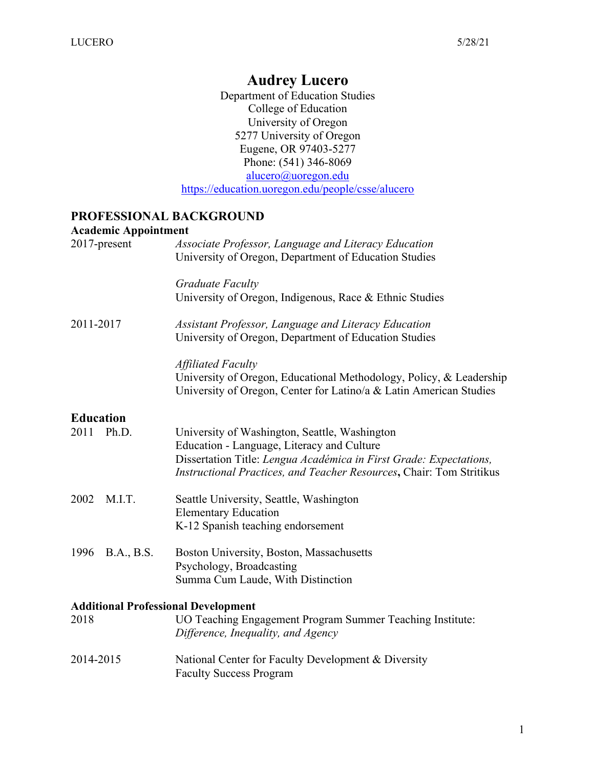# Audrey Lucero

Department of Education Studies
College of Education
University of Oregon
5277 University of Oregon
Eugene, OR 97403-5277
Phone: (541) 346-8069
alucero@uoregon.edu
https://education.uoregon.edu/people/csse/alucero

## PROFESSIONAL BACKGROUND

### Academic Appointment

2017-present — *Associate Professor, Language and Literacy Education*
University of Oregon, Department of Education Studies

*Graduate Faculty*
University of Oregon, Indigenous, Race & Ethnic Studies

2011-2017 — *Assistant Professor, Language and Literacy Education*
University of Oregon, Department of Education Studies

*Affiliated Faculty*
University of Oregon, Educational Methodology, Policy, & Leadership
University of Oregon, Center for Latino/a & Latin American Studies

### Education

2011 Ph.D. — University of Washington, Seattle, Washington
Education - Language, Literacy and Culture
Dissertation Title: *Lengua Académica in First Grade: Expectations, Instructional Practices, and Teacher Resources*, Chair: Tom Stritikus

2002 M.I.T. — Seattle University, Seattle, Washington
Elementary Education
K-12 Spanish teaching endorsement

1996 B.A., B.S. — Boston University, Boston, Massachusetts
Psychology, Broadcasting
Summa Cum Laude, With Distinction

### Additional Professional Development

2018 — UO Teaching Engagement Program Summer Teaching Institute: *Difference, Inequality, and Agency*

2014-2015 — National Center for Faculty Development & Diversity
Faculty Success Program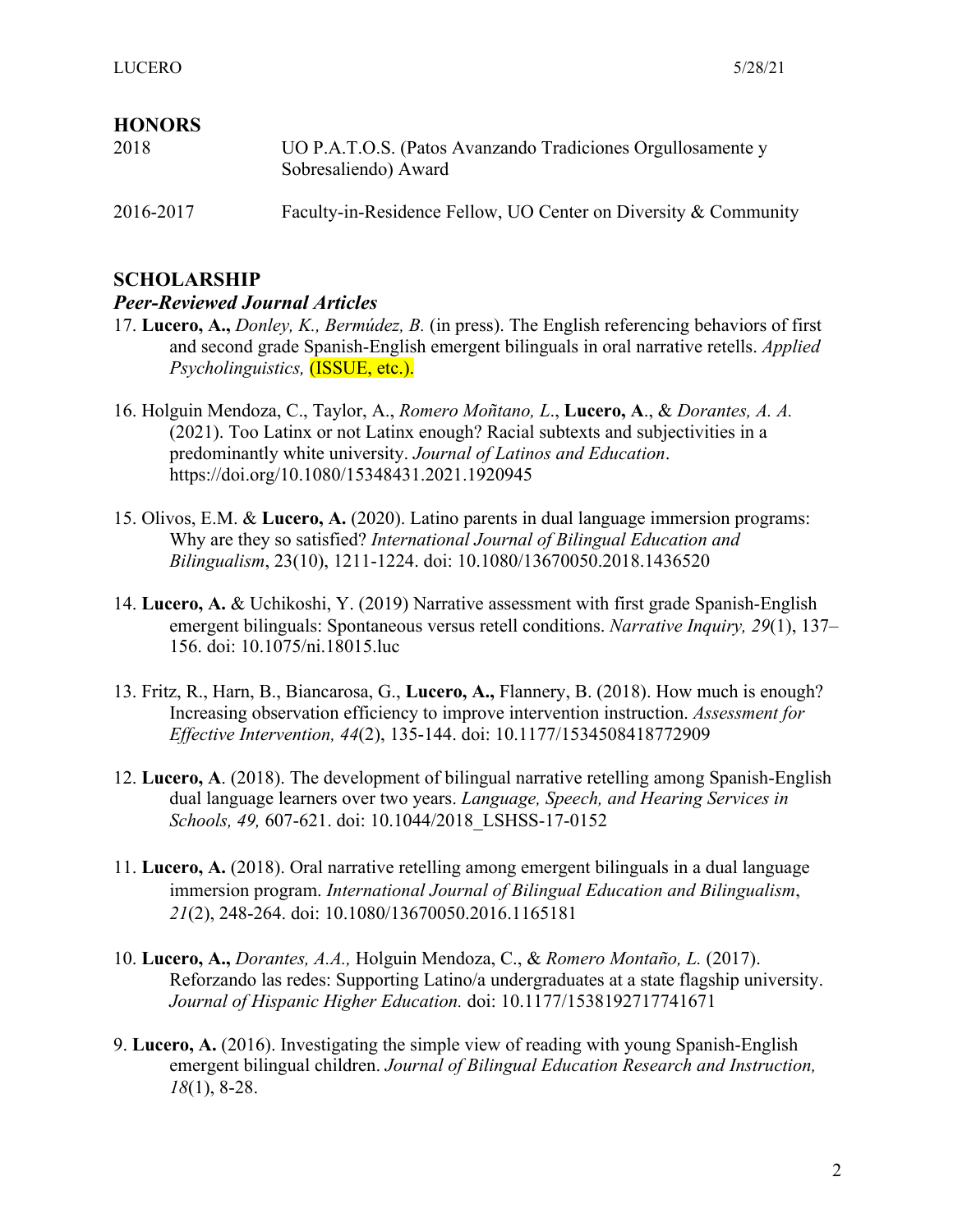## HONORS

2018 UO P.A.T.O.S. (Patos Avanzando Tradiciones Orgullosamente y Sobresaliendo) Award

2016-2017 Faculty-in-Residence Fellow, UO Center on Diversity & Community

## SCHOLARSHIP

### *Peer-Reviewed Journal Articles*

17. **Lucero, A.,** *Donley, K., Bermúdez, B.* (in press). The English referencing behaviors of first and second grade Spanish-English emergent bilinguals in oral narrative retells. *Applied Psycholinguistics,* (ISSUE, etc.).

16. Holguin Mendoza, C., Taylor, A., *Romero Moñtano, L*., **Lucero, A**., & *Dorantes, A. A.* (2021). Too Latinx or not Latinx enough? Racial subtexts and subjectivities in a predominantly white university. *Journal of Latinos and Education*. https://doi.org/10.1080/15348431.2021.1920945

15. Olivos, E.M. & **Lucero, A.** (2020). Latino parents in dual language immersion programs: Why are they so satisfied? *International Journal of Bilingual Education and Bilingualism*, 23(10), 1211-1224. doi: 10.1080/13670050.2018.1436520

14. **Lucero, A.** & Uchikoshi, Y. (2019) Narrative assessment with first grade Spanish-English emergent bilinguals: Spontaneous versus retell conditions. *Narrative Inquiry, 29*(1), 137–156. doi: 10.1075/ni.18015.luc

13. Fritz, R., Harn, B., Biancarosa, G., **Lucero, A.,** Flannery, B. (2018). How much is enough? Increasing observation efficiency to improve intervention instruction. *Assessment for Effective Intervention, 44*(2), 135-144. doi: 10.1177/1534508418772909

12. **Lucero, A**. (2018). The development of bilingual narrative retelling among Spanish-English dual language learners over two years. *Language, Speech, and Hearing Services in Schools, 49,* 607-621. doi: 10.1044/2018_LSHSS-17-0152

11. **Lucero, A.** (2018). Oral narrative retelling among emergent bilinguals in a dual language immersion program. *International Journal of Bilingual Education and Bilingualism*, *21*(2), 248-264. doi: 10.1080/13670050.2016.1165181

10. **Lucero, A.,** *Dorantes, A.A.,* Holguin Mendoza, C., & *Romero Montaño, L.* (2017). Reforzando las redes: Supporting Latino/a undergraduates at a state flagship university. *Journal of Hispanic Higher Education.* doi: 10.1177/1538192717741671

9. **Lucero, A.** (2016). Investigating the simple view of reading with young Spanish-English emergent bilingual children. *Journal of Bilingual Education Research and Instruction, 18*(1), 8-28.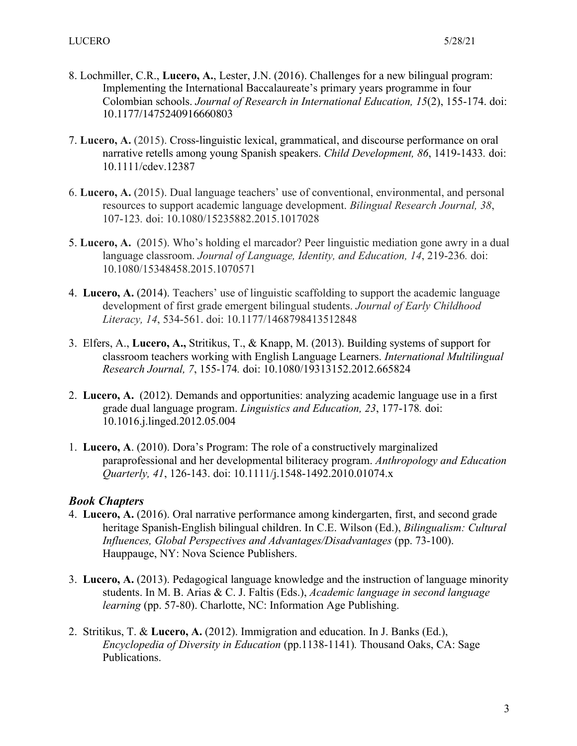8. Lochmiller, C.R., **Lucero, A.**, Lester, J.N. (2016). Challenges for a new bilingual program: Implementing the International Baccalaureate's primary years programme in four Colombian schools. *Journal of Research in International Education, 15*(2), 155-174. doi: 10.1177/1475240916660803

7. **Lucero, A.** (2015). Cross-linguistic lexical, grammatical, and discourse performance on oral narrative retells among young Spanish speakers. *Child Development, 86*, 1419-1433. doi: 10.1111/cdev.12387

6. **Lucero, A.** (2015). Dual language teachers' use of conventional, environmental, and personal resources to support academic language development. *Bilingual Research Journal, 38*, 107-123. doi: 10.1080/15235882.2015.1017028

5. **Lucero, A.** (2015). Who's holding el marcador? Peer linguistic mediation gone awry in a dual language classroom. *Journal of Language, Identity, and Education, 14*, 219-236. doi: 10.1080/15348458.2015.1070571

4. **Lucero, A.** (2014). Teachers' use of linguistic scaffolding to support the academic language development of first grade emergent bilingual students. *Journal of Early Childhood Literacy, 14*, 534-561. doi: 10.1177/1468798413512848

3. Elfers, A., **Lucero, A.,** Stritikus, T., & Knapp, M. (2013). Building systems of support for classroom teachers working with English Language Learners. *International Multilingual Research Journal, 7*, 155-174. doi: 10.1080/19313152.2012.665824

2. **Lucero, A.** (2012). Demands and opportunities: analyzing academic language use in a first grade dual language program. *Linguistics and Education, 23*, 177-178. doi: 10.1016.j.linged.2012.05.004

1. **Lucero, A**. (2010). Dora's Program: The role of a constructively marginalized paraprofessional and her developmental biliteracy program. *Anthropology and Education Quarterly, 41*, 126-143. doi: 10.1111/j.1548-1492.2010.01074.x

### *Book Chapters*

4. **Lucero, A.** (2016). Oral narrative performance among kindergarten, first, and second grade heritage Spanish-English bilingual children. In C.E. Wilson (Ed.), *Bilingualism: Cultural Influences, Global Perspectives and Advantages/Disadvantages* (pp. 73-100). Hauppauge, NY: Nova Science Publishers.

3. **Lucero, A.** (2013). Pedagogical language knowledge and the instruction of language minority students. In M. B. Arias & C. J. Faltis (Eds.), *Academic language in second language learning* (pp. 57-80). Charlotte, NC: Information Age Publishing.

2. Stritikus, T. & **Lucero, A.** (2012). Immigration and education. In J. Banks (Ed.), *Encyclopedia of Diversity in Education* (pp.1138-1141). Thousand Oaks, CA: Sage Publications.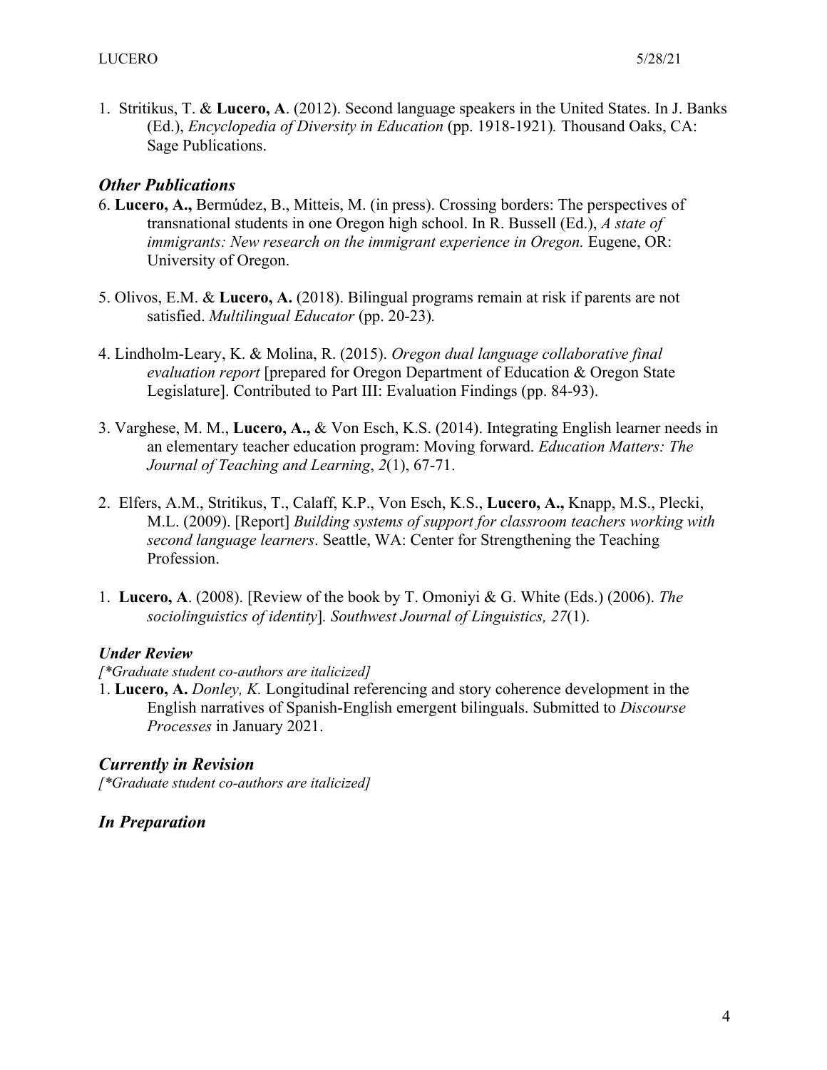1. Stritikus, T. & **Lucero, A**. (2012). Second language speakers in the United States. In J. Banks (Ed.), *Encyclopedia of Diversity in Education* (pp. 1918-1921). Thousand Oaks, CA: Sage Publications.

### *Other Publications*

6. **Lucero, A.,** Bermúdez, B., Mitteis, M. (in press). Crossing borders: The perspectives of transnational students in one Oregon high school. In R. Bussell (Ed.), *A state of immigrants: New research on the immigrant experience in Oregon.* Eugene, OR: University of Oregon.

5. Olivos, E.M. & **Lucero, A.** (2018). Bilingual programs remain at risk if parents are not satisfied. *Multilingual Educator* (pp. 20-23).

4. Lindholm-Leary, K. & Molina, R. (2015). *Oregon dual language collaborative final evaluation report* [prepared for Oregon Department of Education & Oregon State Legislature]. Contributed to Part III: Evaluation Findings (pp. 84-93).

3. Varghese, M. M., **Lucero, A.,** & Von Esch, K.S. (2014). Integrating English learner needs in an elementary teacher education program: Moving forward. *Education Matters: The Journal of Teaching and Learning*, *2*(1), 67-71.

2. Elfers, A.M., Stritikus, T., Calaff, K.P., Von Esch, K.S., **Lucero, A.,** Knapp, M.S., Plecki, M.L. (2009). [Report] *Building systems of support for classroom teachers working with second language learners*. Seattle, WA: Center for Strengthening the Teaching Profession.

1. **Lucero, A**. (2008). [Review of the book by T. Omoniyi & G. White (Eds.) (2006). *The sociolinguistics of identity*]. *Southwest Journal of Linguistics, 27*(1).

#### *Under Review*

*[*Graduate student co-authors are italicized]*

1. **Lucero, A.** *Donley, K.* Longitudinal referencing and story coherence development in the English narratives of Spanish-English emergent bilinguals. Submitted to *Discourse Processes* in January 2021.

### *Currently in Revision*

*[*Graduate student co-authors are italicized]*

### *In Preparation*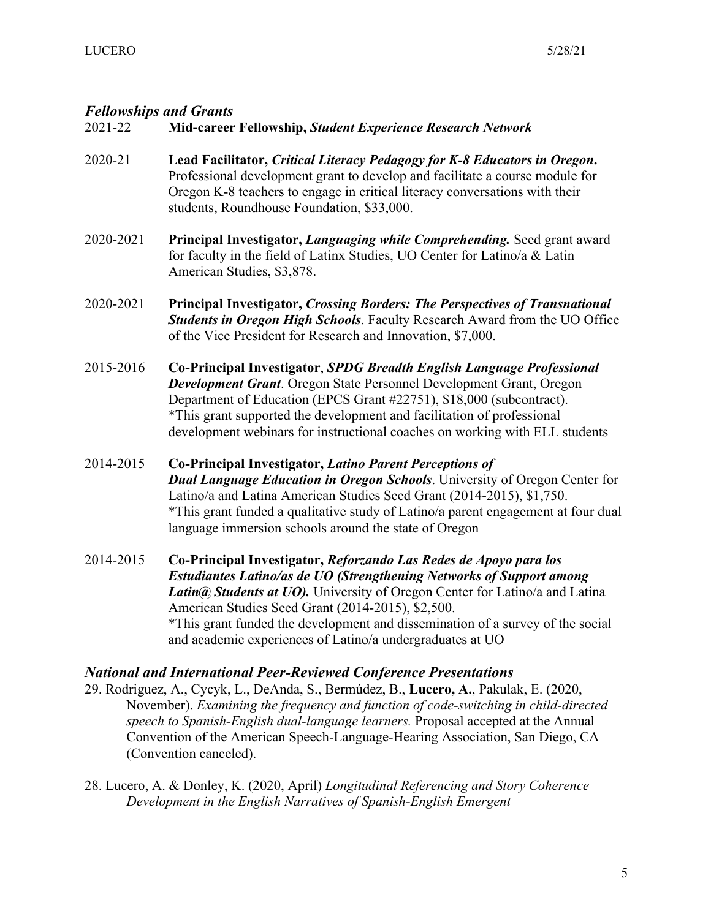### *Fellowships and Grants*

2021-22 **Mid-career Fellowship, *Student Experience Research Network***

2020-21 **Lead Facilitator, *Critical Literacy Pedagogy for K-8 Educators in Oregon*.** Professional development grant to develop and facilitate a course module for Oregon K-8 teachers to engage in critical literacy conversations with their students, Roundhouse Foundation, $33,000.

2020-2021 **Principal Investigator, *Languaging while Comprehending.*** Seed grant award for faculty in the field of Latinx Studies, UO Center for Latino/a & Latin American Studies, $3,878.

2020-2021 **Principal Investigator, *Crossing Borders: The Perspectives of Transnational Students in Oregon High Schools*.** Faculty Research Award from the UO Office of the Vice President for Research and Innovation, $7,000.

2015-2016 **Co-Principal Investigator**, ***SPDG Breadth English Language Professional Development Grant***. Oregon State Personnel Development Grant, Oregon Department of Education (EPCS Grant #22751), $18,000 (subcontract).
*This grant supported the development and facilitation of professional development webinars for instructional coaches on working with ELL students

2014-2015 **Co-Principal Investigator, *Latino Parent Perceptions of Dual Language Education in Oregon Schools***. University of Oregon Center for Latino/a and Latina American Studies Seed Grant (2014-2015), $1,750.
*This grant funded a qualitative study of Latino/a parent engagement at four dual language immersion schools around the state of Oregon

2014-2015 **Co-Principal Investigator, *Reforzando Las Redes de Apoyo para los Estudiantes Latino/as de UO (Strengthening Networks of Support among Latin@ Students at UO).*** University of Oregon Center for Latino/a and Latina American Studies Seed Grant (2014-2015), $2,500.
*This grant funded the development and dissemination of a survey of the social and academic experiences of Latino/a undergraduates at UO

### *National and International Peer-Reviewed Conference Presentations*

29. Rodriguez, A., Cycyk, L., DeAnda, S., Bermúdez, B., **Lucero, A.**, Pakulak, E. (2020, November). *Examining the frequency and function of code-switching in child-directed speech to Spanish-English dual-language learners.* Proposal accepted at the Annual Convention of the American Speech-Language-Hearing Association, San Diego, CA (Convention canceled).

28. Lucero, A. & Donley, K. (2020, April) *Longitudinal Referencing and Story Coherence Development in the English Narratives of Spanish-English Emergent*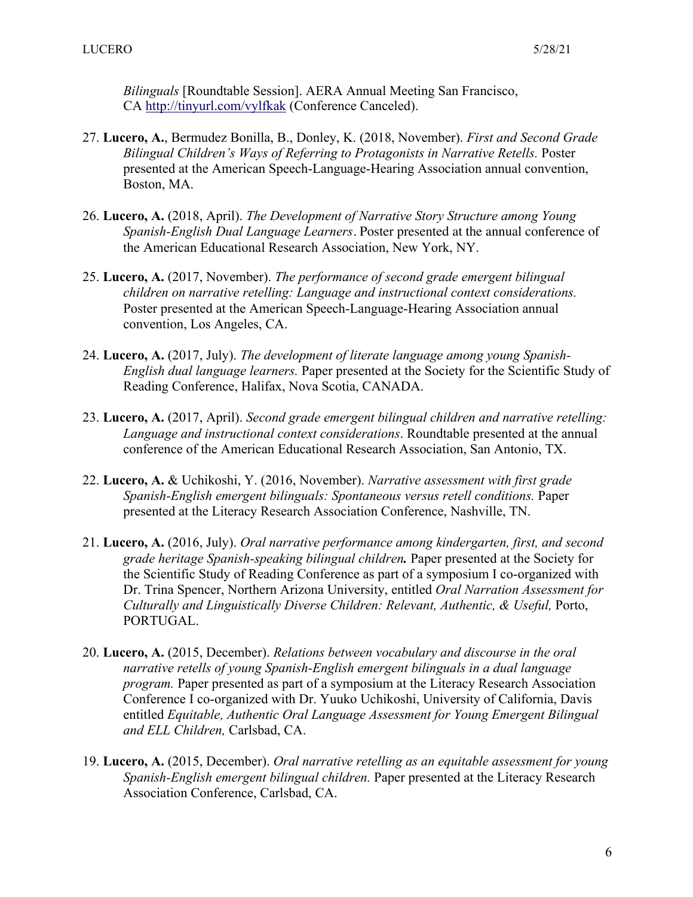*Bilinguals* [Roundtable Session]. AERA Annual Meeting San Francisco, CA http://tinyurl.com/vylfkak (Conference Canceled).

27. **Lucero, A.**, Bermudez Bonilla, B., Donley, K. (2018, November). *First and Second Grade Bilingual Children's Ways of Referring to Protagonists in Narrative Retells.* Poster presented at the American Speech-Language-Hearing Association annual convention, Boston, MA.

26. **Lucero, A.** (2018, April). *The Development of Narrative Story Structure among Young Spanish-English Dual Language Learners*. Poster presented at the annual conference of the American Educational Research Association, New York, NY.

25. **Lucero, A.** (2017, November). *The performance of second grade emergent bilingual children on narrative retelling: Language and instructional context considerations.* Poster presented at the American Speech-Language-Hearing Association annual convention, Los Angeles, CA.

24. **Lucero, A.** (2017, July). *The development of literate language among young Spanish-English dual language learners.* Paper presented at the Society for the Scientific Study of Reading Conference, Halifax, Nova Scotia, CANADA.

23. **Lucero, A.** (2017, April). *Second grade emergent bilingual children and narrative retelling: Language and instructional context considerations*. Roundtable presented at the annual conference of the American Educational Research Association, San Antonio, TX.

22. **Lucero, A.** & Uchikoshi, Y. (2016, November). *Narrative assessment with first grade Spanish-English emergent bilinguals: Spontaneous versus retell conditions.* Paper presented at the Literacy Research Association Conference, Nashville, TN.

21. **Lucero, A.** (2016, July). *Oral narrative performance among kindergarten, first, and second grade heritage Spanish-speaking bilingual children.* Paper presented at the Society for the Scientific Study of Reading Conference as part of a symposium I co-organized with Dr. Trina Spencer, Northern Arizona University, entitled *Oral Narration Assessment for Culturally and Linguistically Diverse Children: Relevant, Authentic, & Useful,* Porto, PORTUGAL.

20. **Lucero, A.** (2015, December). *Relations between vocabulary and discourse in the oral narrative retells of young Spanish-English emergent bilinguals in a dual language program.* Paper presented as part of a symposium at the Literacy Research Association Conference I co-organized with Dr. Yuuko Uchikoshi, University of California, Davis entitled *Equitable, Authentic Oral Language Assessment for Young Emergent Bilingual and ELL Children,* Carlsbad, CA.

19. **Lucero, A.** (2015, December). *Oral narrative retelling as an equitable assessment for young Spanish-English emergent bilingual children.* Paper presented at the Literacy Research Association Conference, Carlsbad, CA.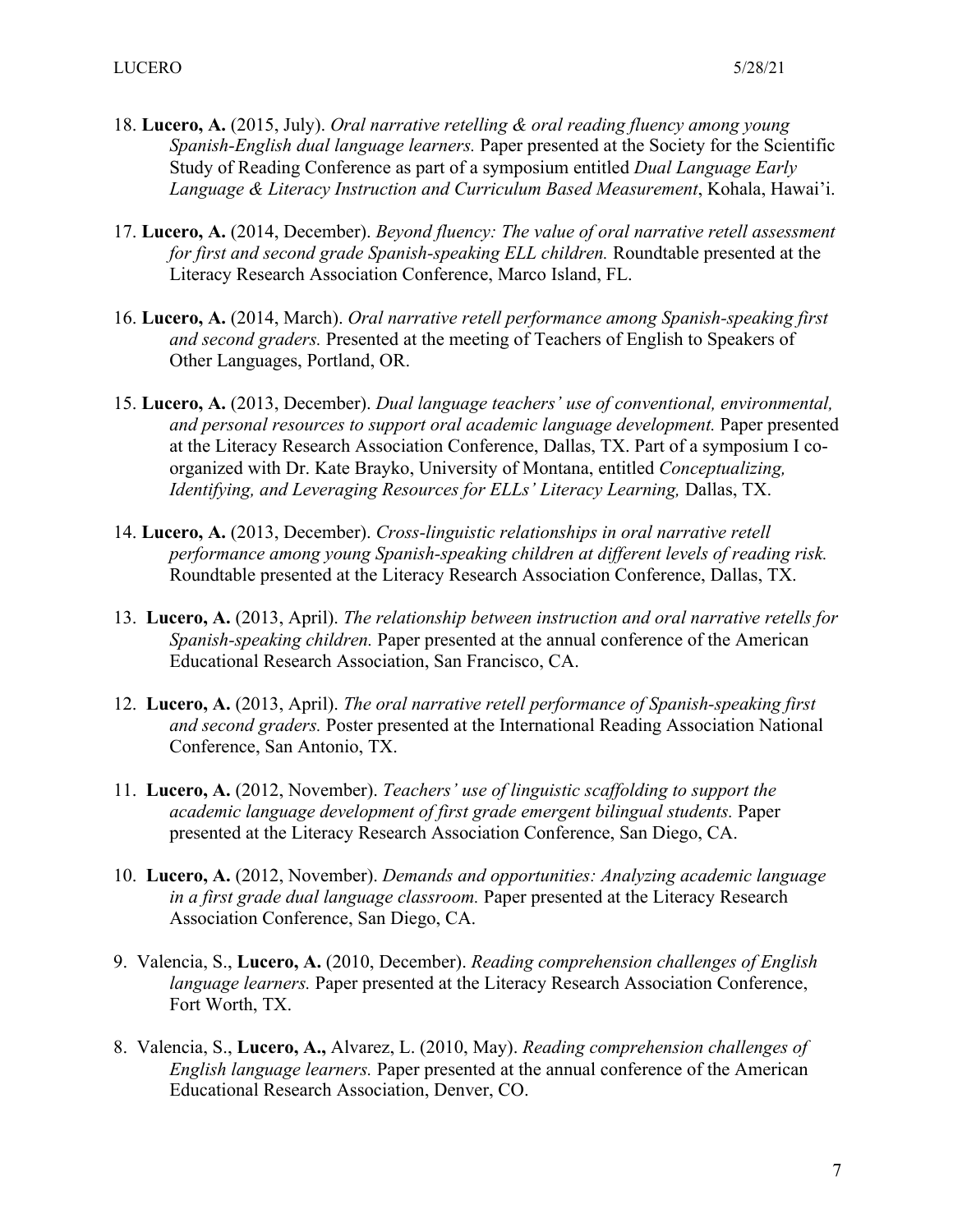18. **Lucero, A.** (2015, July). *Oral narrative retelling & oral reading fluency among young Spanish-English dual language learners.* Paper presented at the Society for the Scientific Study of Reading Conference as part of a symposium entitled *Dual Language Early Language & Literacy Instruction and Curriculum Based Measurement*, Kohala, Hawai'i.

17. **Lucero, A.** (2014, December). *Beyond fluency: The value of oral narrative retell assessment for first and second grade Spanish-speaking ELL children.* Roundtable presented at the Literacy Research Association Conference, Marco Island, FL.

16. **Lucero, A.** (2014, March). *Oral narrative retell performance among Spanish-speaking first and second graders.* Presented at the meeting of Teachers of English to Speakers of Other Languages, Portland, OR.

15. **Lucero, A.** (2013, December). *Dual language teachers' use of conventional, environmental, and personal resources to support oral academic language development.* Paper presented at the Literacy Research Association Conference, Dallas, TX. Part of a symposium I co-organized with Dr. Kate Brayko, University of Montana, entitled *Conceptualizing, Identifying, and Leveraging Resources for ELLs' Literacy Learning,* Dallas, TX.

14. **Lucero, A.** (2013, December). *Cross-linguistic relationships in oral narrative retell performance among young Spanish-speaking children at different levels of reading risk.* Roundtable presented at the Literacy Research Association Conference, Dallas, TX.

13. **Lucero, A.** (2013, April). *The relationship between instruction and oral narrative retells for Spanish-speaking children.* Paper presented at the annual conference of the American Educational Research Association, San Francisco, CA.

12. **Lucero, A.** (2013, April). *The oral narrative retell performance of Spanish-speaking first and second graders.* Poster presented at the International Reading Association National Conference, San Antonio, TX.

11. **Lucero, A.** (2012, November). *Teachers' use of linguistic scaffolding to support the academic language development of first grade emergent bilingual students.* Paper presented at the Literacy Research Association Conference, San Diego, CA.

10. **Lucero, A.** (2012, November). *Demands and opportunities: Analyzing academic language in a first grade dual language classroom.* Paper presented at the Literacy Research Association Conference, San Diego, CA.

9. Valencia, S., **Lucero, A.** (2010, December). *Reading comprehension challenges of English language learners.* Paper presented at the Literacy Research Association Conference, Fort Worth, TX.

8. Valencia, S., **Lucero, A.,** Alvarez, L. (2010, May). *Reading comprehension challenges of English language learners.* Paper presented at the annual conference of the American Educational Research Association, Denver, CO.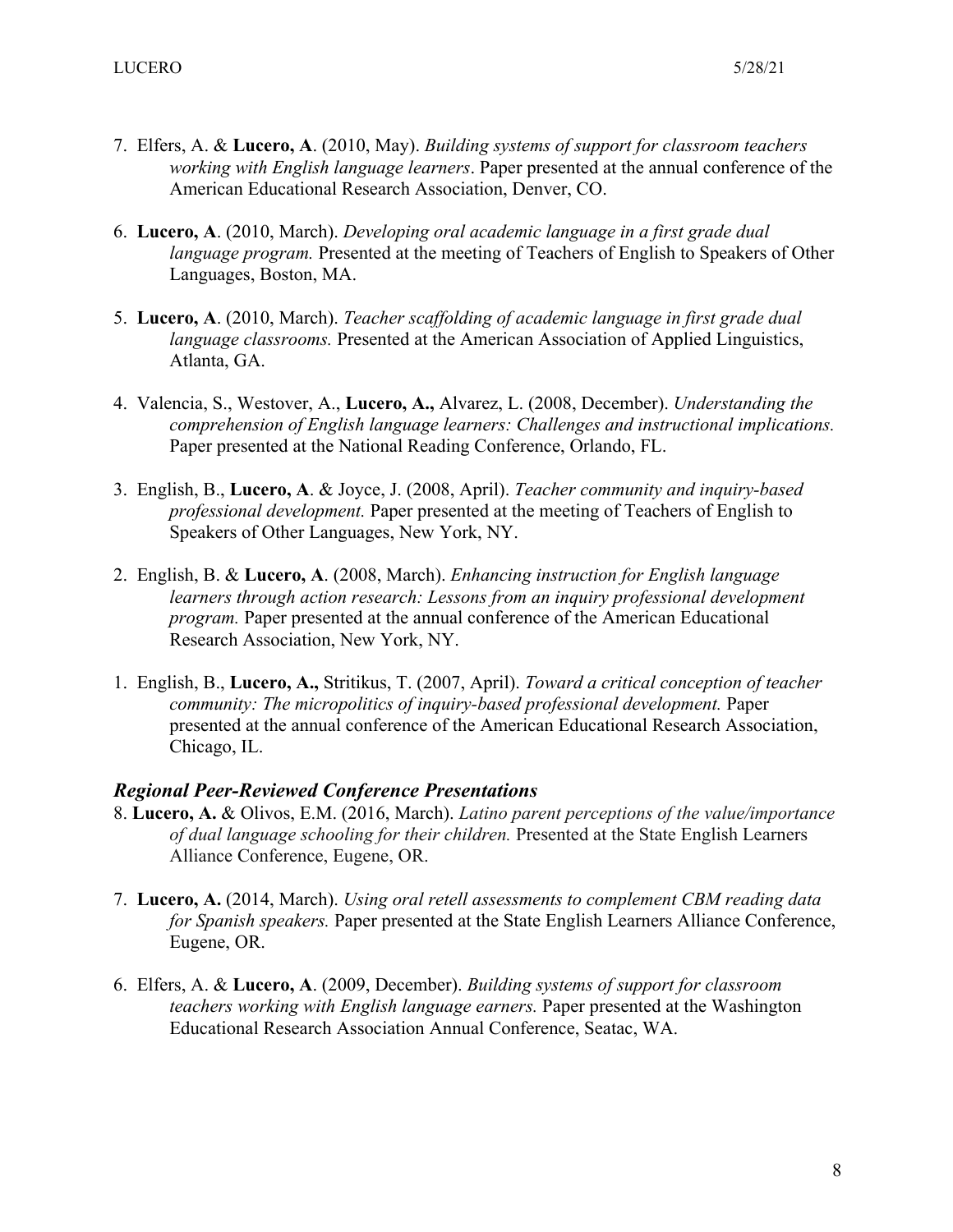7. Elfers, A. & **Lucero, A**. (2010, May). *Building systems of support for classroom teachers working with English language learners*. Paper presented at the annual conference of the American Educational Research Association, Denver, CO.

6. **Lucero, A**. (2010, March). *Developing oral academic language in a first grade dual language program.* Presented at the meeting of Teachers of English to Speakers of Other Languages, Boston, MA.

5. **Lucero, A**. (2010, March). *Teacher scaffolding of academic language in first grade dual language classrooms.* Presented at the American Association of Applied Linguistics, Atlanta, GA.

4. Valencia, S., Westover, A., **Lucero, A.,** Alvarez, L. (2008, December). *Understanding the comprehension of English language learners: Challenges and instructional implications.* Paper presented at the National Reading Conference, Orlando, FL.

3. English, B., **Lucero, A**. & Joyce, J. (2008, April). *Teacher community and inquiry-based professional development.* Paper presented at the meeting of Teachers of English to Speakers of Other Languages, New York, NY.

2. English, B. & **Lucero, A**. (2008, March). *Enhancing instruction for English language learners through action research: Lessons from an inquiry professional development program.* Paper presented at the annual conference of the American Educational Research Association, New York, NY.

1. English, B., **Lucero, A.,** Stritikus, T. (2007, April). *Toward a critical conception of teacher community: The micropolitics of inquiry-based professional development.* Paper presented at the annual conference of the American Educational Research Association, Chicago, IL.

### *Regional Peer-Reviewed Conference Presentations*

8. **Lucero, A.** & Olivos, E.M. (2016, March). *Latino parent perceptions of the value/importance of dual language schooling for their children.* Presented at the State English Learners Alliance Conference, Eugene, OR.

7. **Lucero, A.** (2014, March). *Using oral retell assessments to complement CBM reading data for Spanish speakers.* Paper presented at the State English Learners Alliance Conference, Eugene, OR.

6. Elfers, A. & **Lucero, A**. (2009, December). *Building systems of support for classroom teachers working with English language earners.* Paper presented at the Washington Educational Research Association Annual Conference, Seatac, WA.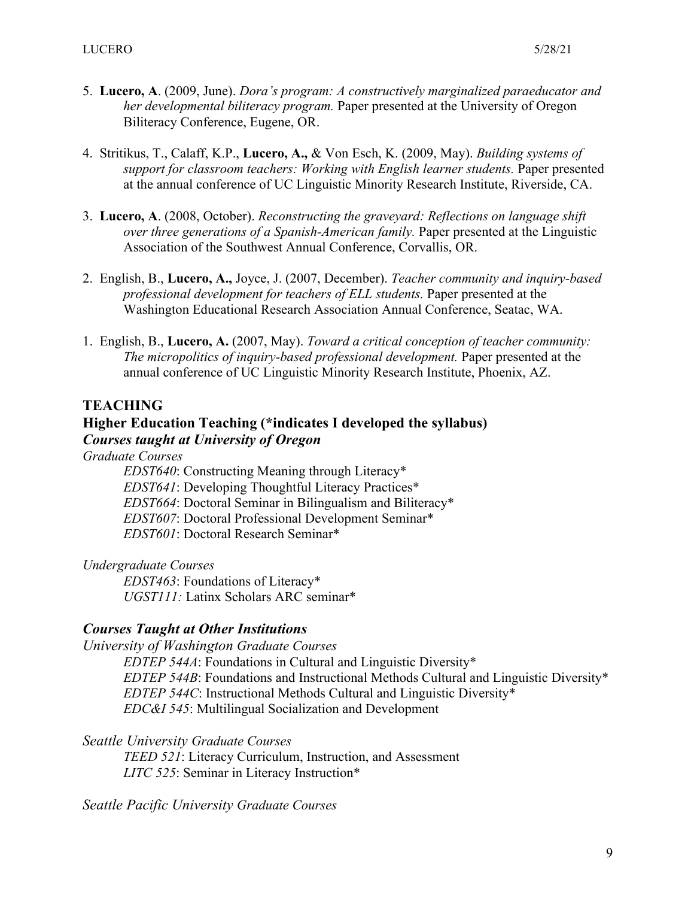5. **Lucero, A**. (2009, June). *Dora's program: A constructively marginalized paraeducator and her developmental biliteracy program.* Paper presented at the University of Oregon Biliteracy Conference, Eugene, OR.

4. Stritikus, T., Calaff, K.P., **Lucero, A.,** & Von Esch, K. (2009, May). *Building systems of support for classroom teachers: Working with English learner students.* Paper presented at the annual conference of UC Linguistic Minority Research Institute, Riverside, CA.

3. **Lucero, A**. (2008, October). *Reconstructing the graveyard: Reflections on language shift over three generations of a Spanish-American family.* Paper presented at the Linguistic Association of the Southwest Annual Conference, Corvallis, OR.

2. English, B., **Lucero, A.,** Joyce, J. (2007, December). *Teacher community and inquiry-based professional development for teachers of ELL students.* Paper presented at the Washington Educational Research Association Annual Conference, Seatac, WA.

1. English, B., **Lucero, A.** (2007, May). *Toward a critical conception of teacher community: The micropolitics of inquiry-based professional development.* Paper presented at the annual conference of UC Linguistic Minority Research Institute, Phoenix, AZ.

## TEACHING

### Higher Education Teaching (*indicates I developed the syllabus)

#### *Courses taught at University of Oregon*

*Graduate Courses*

*EDST640*: Constructing Meaning through Literacy*
*EDST641*: Developing Thoughtful Literacy Practices*
*EDST664*: Doctoral Seminar in Bilingualism and Biliteracy*
*EDST607*: Doctoral Professional Development Seminar*
*EDST601*: Doctoral Research Seminar*

*Undergraduate Courses*

*EDST463*: Foundations of Literacy*
*UGST111:* Latinx Scholars ARC seminar*

#### *Courses Taught at Other Institutions*

*University of Washington Graduate Courses*

*EDTEP 544A*: Foundations in Cultural and Linguistic Diversity*
*EDTEP 544B*: Foundations and Instructional Methods Cultural and Linguistic Diversity*
*EDTEP 544C*: Instructional Methods Cultural and Linguistic Diversity*
*EDC&I 545*: Multilingual Socialization and Development

*Seattle University Graduate Courses*

*TEED 521*: Literacy Curriculum, Instruction, and Assessment
*LITC 525*: Seminar in Literacy Instruction*

*Seattle Pacific University Graduate Courses*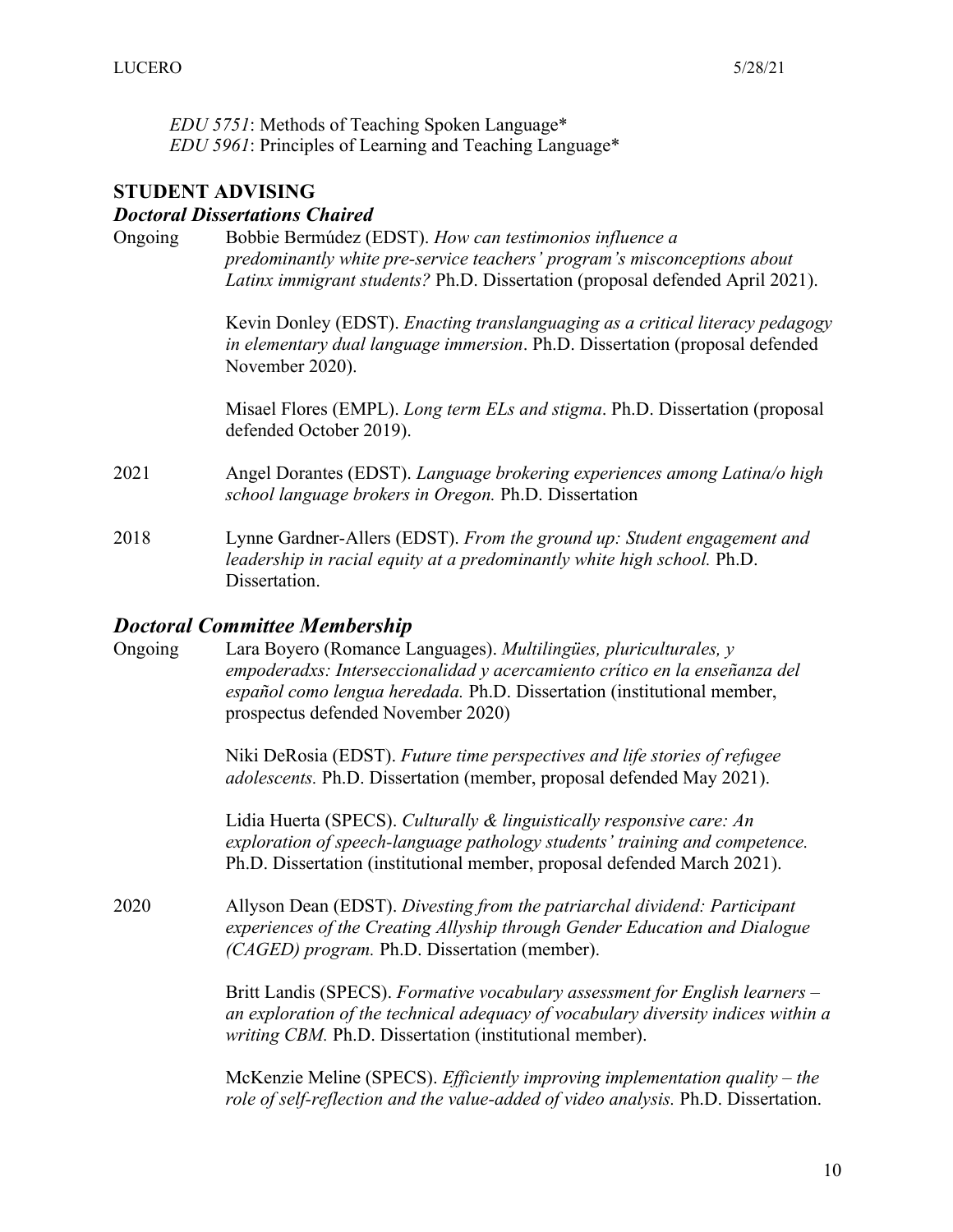*EDU 5751*: Methods of Teaching Spoken Language*
*EDU 5961*: Principles of Learning and Teaching Language*

## STUDENT ADVISING

### *Doctoral Dissertations Chaired*

Ongoing
Bobbie Bermúdez (EDST). *How can testimonios influence a predominantly white pre-service teachers' program's misconceptions about Latinx immigrant students?* Ph.D. Dissertation (proposal defended April 2021).

Kevin Donley (EDST). *Enacting translanguaging as a critical literacy pedagogy in elementary dual language immersion*. Ph.D. Dissertation (proposal defended November 2020).

Misael Flores (EMPL). *Long term ELs and stigma*. Ph.D. Dissertation (proposal defended October 2019).

2021
Angel Dorantes (EDST). *Language brokering experiences among Latina/o high school language brokers in Oregon.* Ph.D. Dissertation

2018
Lynne Gardner-Allers (EDST). *From the ground up: Student engagement and leadership in racial equity at a predominantly white high school.* Ph.D. Dissertation.

### *Doctoral Committee Membership*

Ongoing
Lara Boyero (Romance Languages). *Multilingües, pluriculturales, y empoderadxs: Interseccionalidad y acercamiento crítico en la enseñanza del español como lengua heredada.* Ph.D. Dissertation (institutional member, prospectus defended November 2020)

Niki DeRosia (EDST). *Future time perspectives and life stories of refugee adolescents.* Ph.D. Dissertation (member, proposal defended May 2021).

Lidia Huerta (SPECS). *Culturally & linguistically responsive care: An exploration of speech-language pathology students' training and competence.* Ph.D. Dissertation (institutional member, proposal defended March 2021).

2020
Allyson Dean (EDST). *Divesting from the patriarchal dividend: Participant experiences of the Creating Allyship through Gender Education and Dialogue (CAGED) program.* Ph.D. Dissertation (member).

Britt Landis (SPECS). *Formative vocabulary assessment for English learners – an exploration of the technical adequacy of vocabulary diversity indices within a writing CBM.* Ph.D. Dissertation (institutional member).

McKenzie Meline (SPECS). *Efficiently improving implementation quality – the role of self-reflection and the value-added of video analysis.* Ph.D. Dissertation.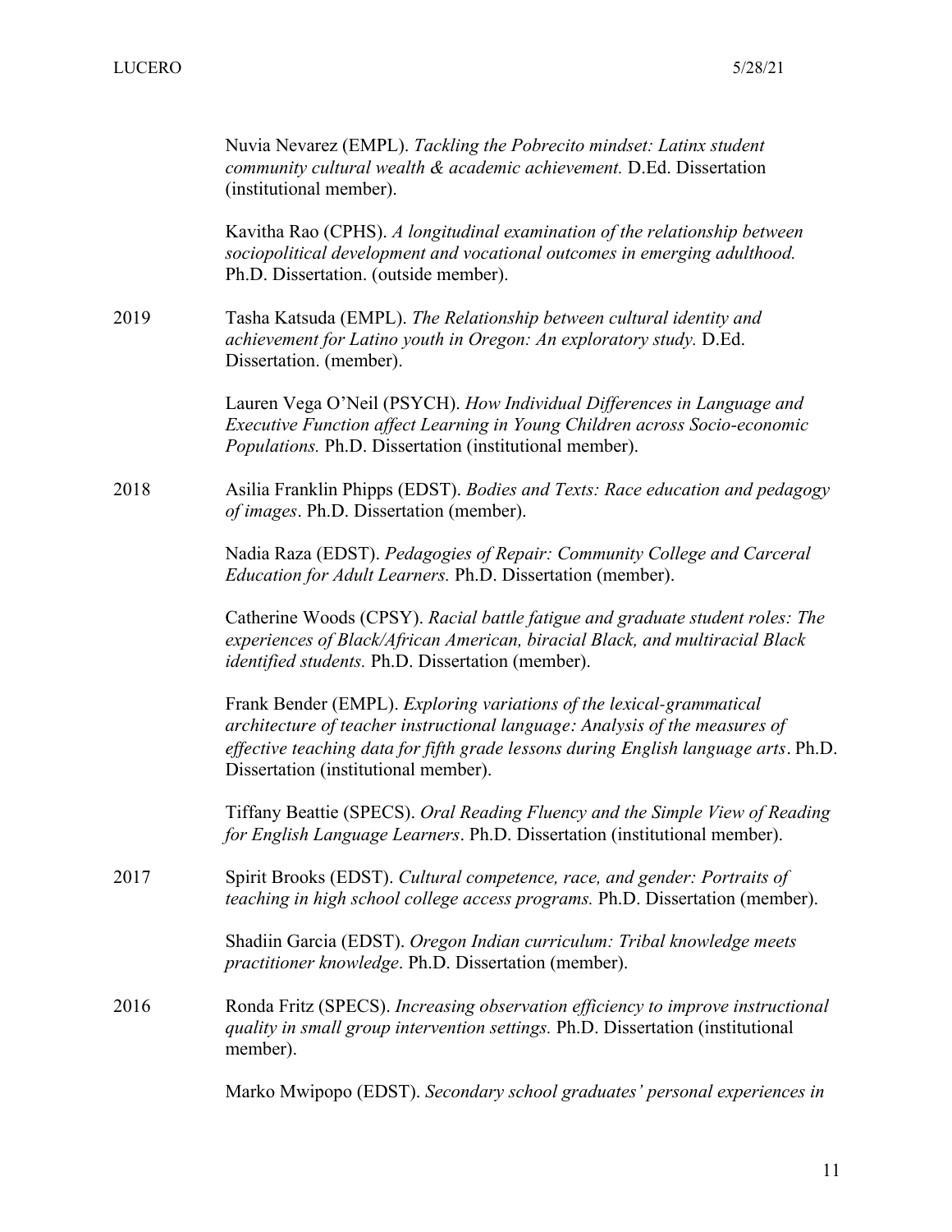Nuvia Nevarez (EMPL). *Tackling the Pobrecito mindset: Latinx student community cultural wealth & academic achievement.* D.Ed. Dissertation (institutional member).

Kavitha Rao (CPHS). *A longitudinal examination of the relationship between sociopolitical development and vocational outcomes in emerging adulthood.* Ph.D. Dissertation. (outside member).

2019 Tasha Katsuda (EMPL). *The Relationship between cultural identity and achievement for Latino youth in Oregon: An exploratory study.* D.Ed. Dissertation. (member).

Lauren Vega O'Neil (PSYCH). *How Individual Differences in Language and Executive Function affect Learning in Young Children across Socio-economic Populations.* Ph.D. Dissertation (institutional member).

2018 Asilia Franklin Phipps (EDST). *Bodies and Texts: Race education and pedagogy of images*. Ph.D. Dissertation (member).

Nadia Raza (EDST). *Pedagogies of Repair: Community College and Carceral Education for Adult Learners.* Ph.D. Dissertation (member).

Catherine Woods (CPSY). *Racial battle fatigue and graduate student roles: The experiences of Black/African American, biracial Black, and multiracial Black identified students.* Ph.D. Dissertation (member).

Frank Bender (EMPL). *Exploring variations of the lexical-grammatical architecture of teacher instructional language: Analysis of the measures of effective teaching data for fifth grade lessons during English language arts*. Ph.D. Dissertation (institutional member).

Tiffany Beattie (SPECS). *Oral Reading Fluency and the Simple View of Reading for English Language Learners*. Ph.D. Dissertation (institutional member).

2017 Spirit Brooks (EDST). *Cultural competence, race, and gender: Portraits of teaching in high school college access programs.* Ph.D. Dissertation (member).

Shadiin Garcia (EDST). *Oregon Indian curriculum: Tribal knowledge meets practitioner knowledge*. Ph.D. Dissertation (member).

2016 Ronda Fritz (SPECS). *Increasing observation efficiency to improve instructional quality in small group intervention settings.* Ph.D. Dissertation (institutional member).

Marko Mwipopo (EDST). *Secondary school graduates' personal experiences in*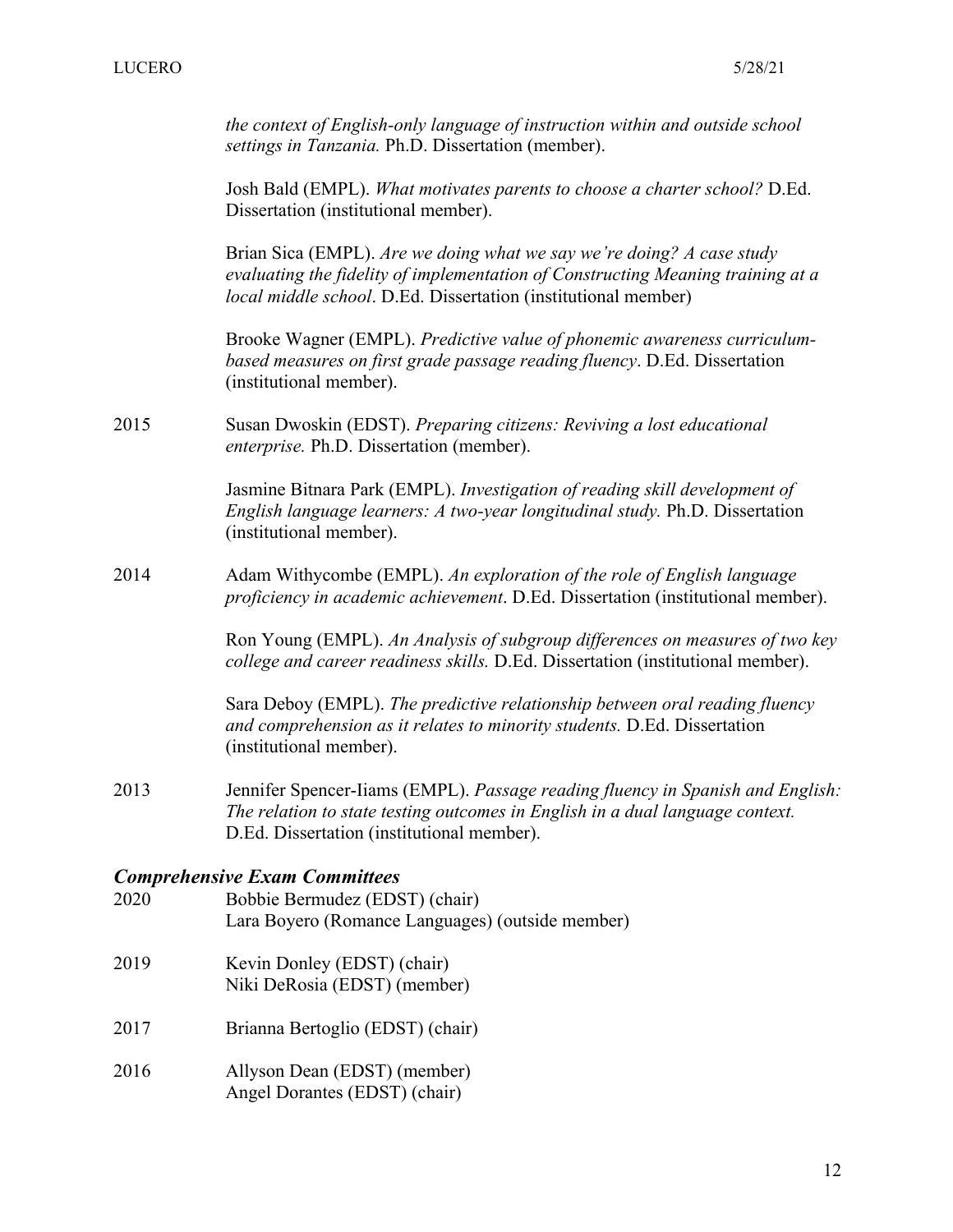*the context of English-only language of instruction within and outside school settings in Tanzania.* Ph.D. Dissertation (member).

Josh Bald (EMPL). *What motivates parents to choose a charter school?* D.Ed. Dissertation (institutional member).

Brian Sica (EMPL). *Are we doing what we say we're doing? A case study evaluating the fidelity of implementation of Constructing Meaning training at a local middle school*. D.Ed. Dissertation (institutional member)

Brooke Wagner (EMPL). *Predictive value of phonemic awareness curriculum-based measures on first grade passage reading fluency*. D.Ed. Dissertation (institutional member).

2015 Susan Dwoskin (EDST). *Preparing citizens: Reviving a lost educational enterprise.* Ph.D. Dissertation (member).

Jasmine Bitnara Park (EMPL). *Investigation of reading skill development of English language learners: A two-year longitudinal study.* Ph.D. Dissertation (institutional member).

2014 Adam Withycombe (EMPL). *An exploration of the role of English language proficiency in academic achievement*. D.Ed. Dissertation (institutional member).

Ron Young (EMPL). *An Analysis of subgroup differences on measures of two key college and career readiness skills.* D.Ed. Dissertation (institutional member).

Sara Deboy (EMPL). *The predictive relationship between oral reading fluency and comprehension as it relates to minority students.* D.Ed. Dissertation (institutional member).

2013 Jennifer Spencer-Iiams (EMPL). *Passage reading fluency in Spanish and English: The relation to state testing outcomes in English in a dual language context.* D.Ed. Dissertation (institutional member).

### *Comprehensive Exam Committees*

2020 Bobbie Bermudez (EDST) (chair)
Lara Boyero (Romance Languages) (outside member)

2019 Kevin Donley (EDST) (chair)
Niki DeRosia (EDST) (member)

2017 Brianna Bertoglio (EDST) (chair)

2016 Allyson Dean (EDST) (member)
Angel Dorantes (EDST) (chair)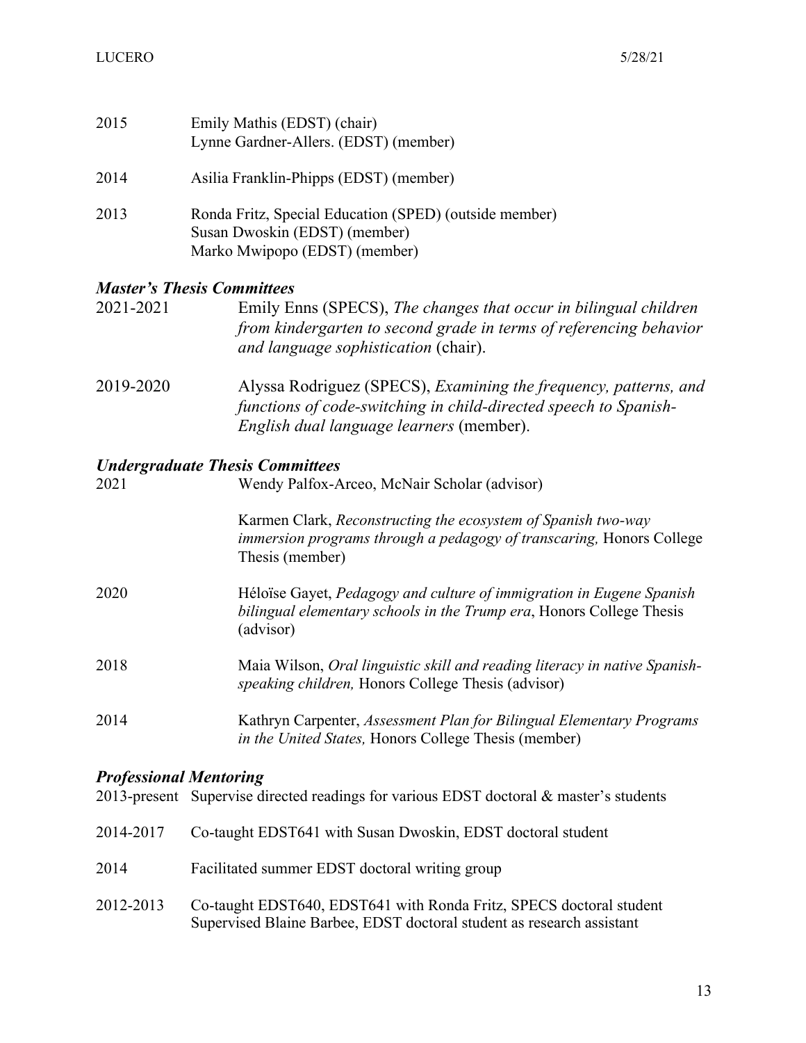2015 Emily Mathis (EDST) (chair)
Lynne Gardner-Allers. (EDST) (member)

2014 Asilia Franklin-Phipps (EDST) (member)

2013 Ronda Fritz, Special Education (SPED) (outside member)
Susan Dwoskin (EDST) (member)
Marko Mwipopo (EDST) (member)

### *Master's Thesis Committees*

2021-2021 Emily Enns (SPECS), *The changes that occur in bilingual children from kindergarten to second grade in terms of referencing behavior and language sophistication* (chair).

2019-2020 Alyssa Rodriguez (SPECS), *Examining the frequency, patterns, and functions of code-switching in child-directed speech to Spanish-English dual language learners* (member).

### *Undergraduate Thesis Committees*

2021 Wendy Palfox-Arceo, McNair Scholar (advisor)

Karmen Clark, *Reconstructing the ecosystem of Spanish two-way immersion programs through a pedagogy of transcaring,* Honors College Thesis (member)

2020 Héloïse Gayet, *Pedagogy and culture of immigration in Eugene Spanish bilingual elementary schools in the Trump era*, Honors College Thesis (advisor)

2018 Maia Wilson, *Oral linguistic skill and reading literacy in native Spanish-speaking children,* Honors College Thesis (advisor)

2014 Kathryn Carpenter, *Assessment Plan for Bilingual Elementary Programs in the United States,* Honors College Thesis (member)

### *Professional Mentoring*

2013-present Supervise directed readings for various EDST doctoral & master's students

2014-2017 Co-taught EDST641 with Susan Dwoskin, EDST doctoral student

2014 Facilitated summer EDST doctoral writing group

2012-2013 Co-taught EDST640, EDST641 with Ronda Fritz, SPECS doctoral student
Supervised Blaine Barbee, EDST doctoral student as research assistant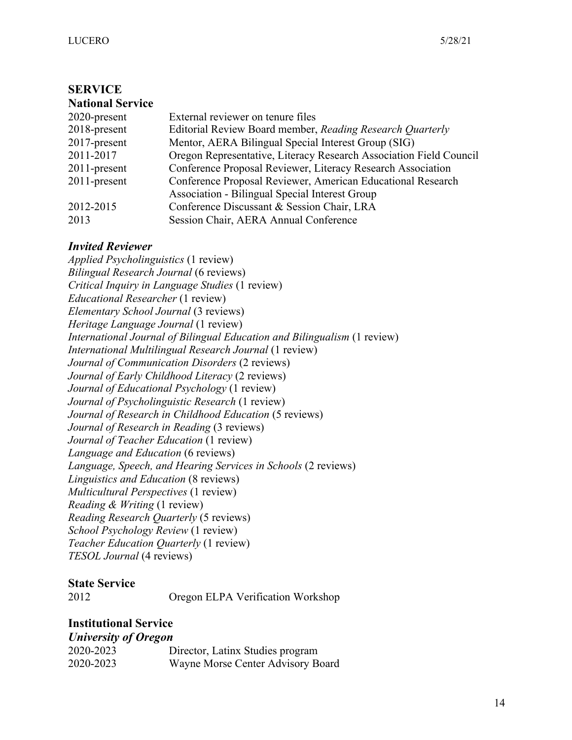# SERVICE

## National Service

| | |
|---|---|
| 2020-present | External reviewer on tenure files |
| 2018-present | Editorial Review Board member, *Reading Research Quarterly* |
| 2017-present | Mentor, AERA Bilingual Special Interest Group (SIG) |
| 2011-2017 | Oregon Representative, Literacy Research Association Field Council |
| 2011-present | Conference Proposal Reviewer, Literacy Research Association |
| 2011-present | Conference Proposal Reviewer, American Educational Research Association - Bilingual Special Interest Group |
| 2012-2015 | Conference Discussant & Session Chair, LRA |
| 2013 | Session Chair, AERA Annual Conference |

### *Invited Reviewer*

*Applied Psycholinguistics* (1 review)
*Bilingual Research Journal* (6 reviews)
*Critical Inquiry in Language Studies* (1 review)
*Educational Researcher* (1 review)
*Elementary School Journal* (3 reviews)
*Heritage Language Journal* (1 review)
*International Journal of Bilingual Education and Bilingualism* (1 review)
*International Multilingual Research Journal* (1 review)
*Journal of Communication Disorders* (2 reviews)
*Journal of Early Childhood Literacy* (2 reviews)
*Journal of Educational Psychology* (1 review)
*Journal of Psycholinguistic Research* (1 review)
*Journal of Research in Childhood Education* (5 reviews)
*Journal of Research in Reading* (3 reviews)
*Journal of Teacher Education* (1 review)
*Language and Education* (6 reviews)
*Language, Speech, and Hearing Services in Schools* (2 reviews)
*Linguistics and Education* (8 reviews)
*Multicultural Perspectives* (1 review)
*Reading & Writing* (1 review)
*Reading Research Quarterly* (5 reviews)
*School Psychology Review* (1 review)
*Teacher Education Quarterly* (1 review)
*TESOL Journal* (4 reviews)

## State Service

| | |
|---|---|
| 2012 | Oregon ELPA Verification Workshop |

## Institutional Service

### *University of Oregon*

| | |
|---|---|
| 2020-2023 | Director, Latinx Studies program |
| 2020-2023 | Wayne Morse Center Advisory Board |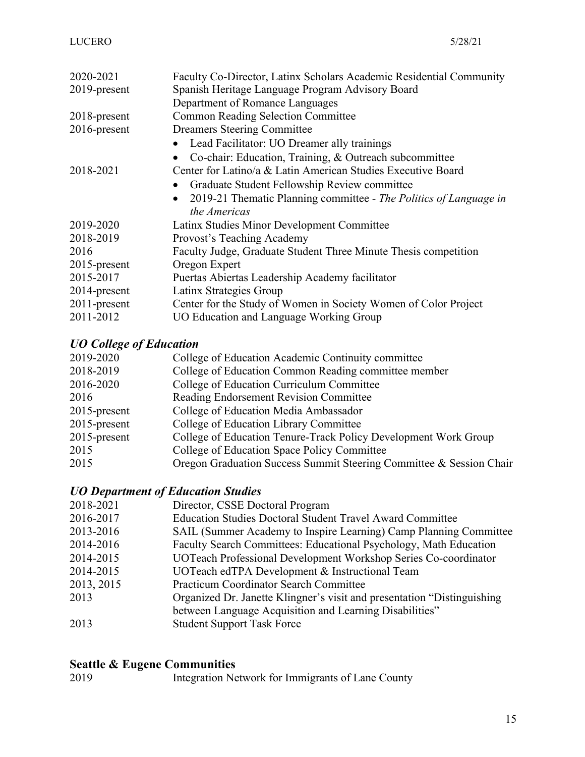| | |
|---|---|
| 2020-2021 | Faculty Co-Director, Latinx Scholars Academic Residential Community |
| 2019-present | Spanish Heritage Language Program Advisory Board<br>Department of Romance Languages |
| 2018-present | Common Reading Selection Committee |
| 2016-present | Dreamers Steering Committee<br>• Lead Facilitator: UO Dreamer ally trainings<br>• Co-chair: Education, Training, & Outreach subcommittee |
| 2018-2021 | Center for Latino/a & Latin American Studies Executive Board<br>• Graduate Student Fellowship Review committee<br>• 2019-21 Thematic Planning committee - *The Politics of Language in the Americas* |
| 2019-2020 | Latinx Studies Minor Development Committee |
| 2018-2019 | Provost's Teaching Academy |
| 2016 | Faculty Judge, Graduate Student Three Minute Thesis competition |
| 2015-present | Oregon Expert |
| 2015-2017 | Puertas Abiertas Leadership Academy facilitator |
| 2014-present | Latinx Strategies Group |
| 2011-present | Center for the Study of Women in Society Women of Color Project |
| 2011-2012 | UO Education and Language Working Group |

### *UO College of Education*

| | |
|---|---|
| 2019-2020 | College of Education Academic Continuity committee |
| 2018-2019 | College of Education Common Reading committee member |
| 2016-2020 | College of Education Curriculum Committee |
| 2016 | Reading Endorsement Revision Committee |
| 2015-present | College of Education Media Ambassador |
| 2015-present | College of Education Library Committee |
| 2015-present | College of Education Tenure-Track Policy Development Work Group |
| 2015 | College of Education Space Policy Committee |
| 2015 | Oregon Graduation Success Summit Steering Committee & Session Chair |

### *UO Department of Education Studies*

| | |
|---|---|
| 2018-2021 | Director, CSSE Doctoral Program |
| 2016-2017 | Education Studies Doctoral Student Travel Award Committee |
| 2013-2016 | SAIL (Summer Academy to Inspire Learning) Camp Planning Committee |
| 2014-2016 | Faculty Search Committees: Educational Psychology, Math Education |
| 2014-2015 | UOTeach Professional Development Workshop Series Co-coordinator |
| 2014-2015 | UOTeach edTPA Development & Instructional Team |
| 2013, 2015 | Practicum Coordinator Search Committee |
| 2013 | Organized Dr. Janette Klingner's visit and presentation "Distinguishing between Language Acquisition and Learning Disabilities" |
| 2013 | Student Support Task Force |

## Seattle & Eugene Communities

| | |
|---|---|
| 2019 | Integration Network for Immigrants of Lane County |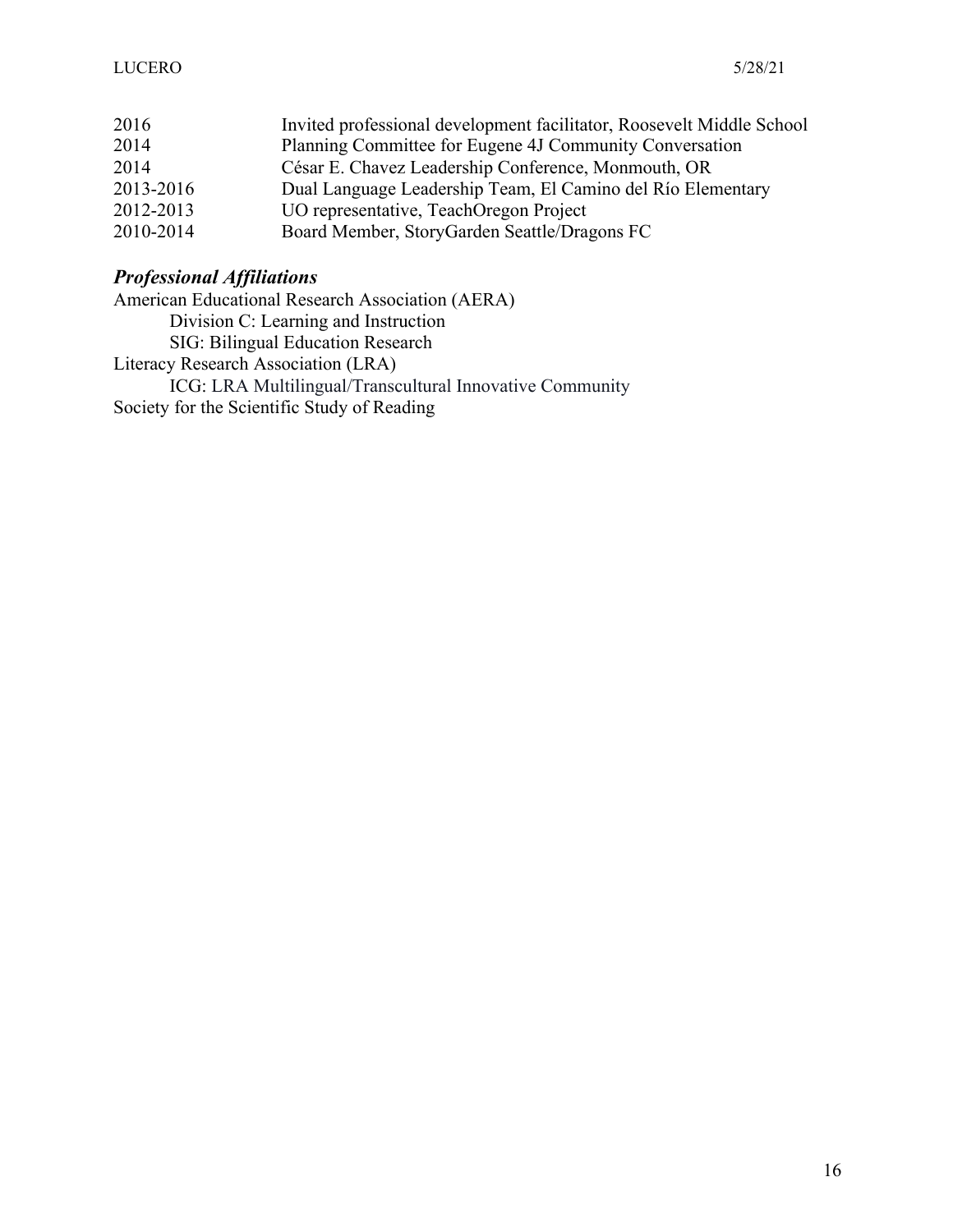| | |
|---|---|
| 2016 | Invited professional development facilitator, Roosevelt Middle School |
| 2014 | Planning Committee for Eugene 4J Community Conversation |
| 2014 | César E. Chavez Leadership Conference, Monmouth, OR |
| 2013-2016 | Dual Language Leadership Team, El Camino del Río Elementary |
| 2012-2013 | UO representative, TeachOregon Project |
| 2010-2014 | Board Member, StoryGarden Seattle/Dragons FC |

### *Professional Affiliations*

American Educational Research Association (AERA)
- Division C: Learning and Instruction
- SIG: Bilingual Education Research

Literacy Research Association (LRA)
- ICG: LRA Multilingual/Transcultural Innovative Community

Society for the Scientific Study of Reading